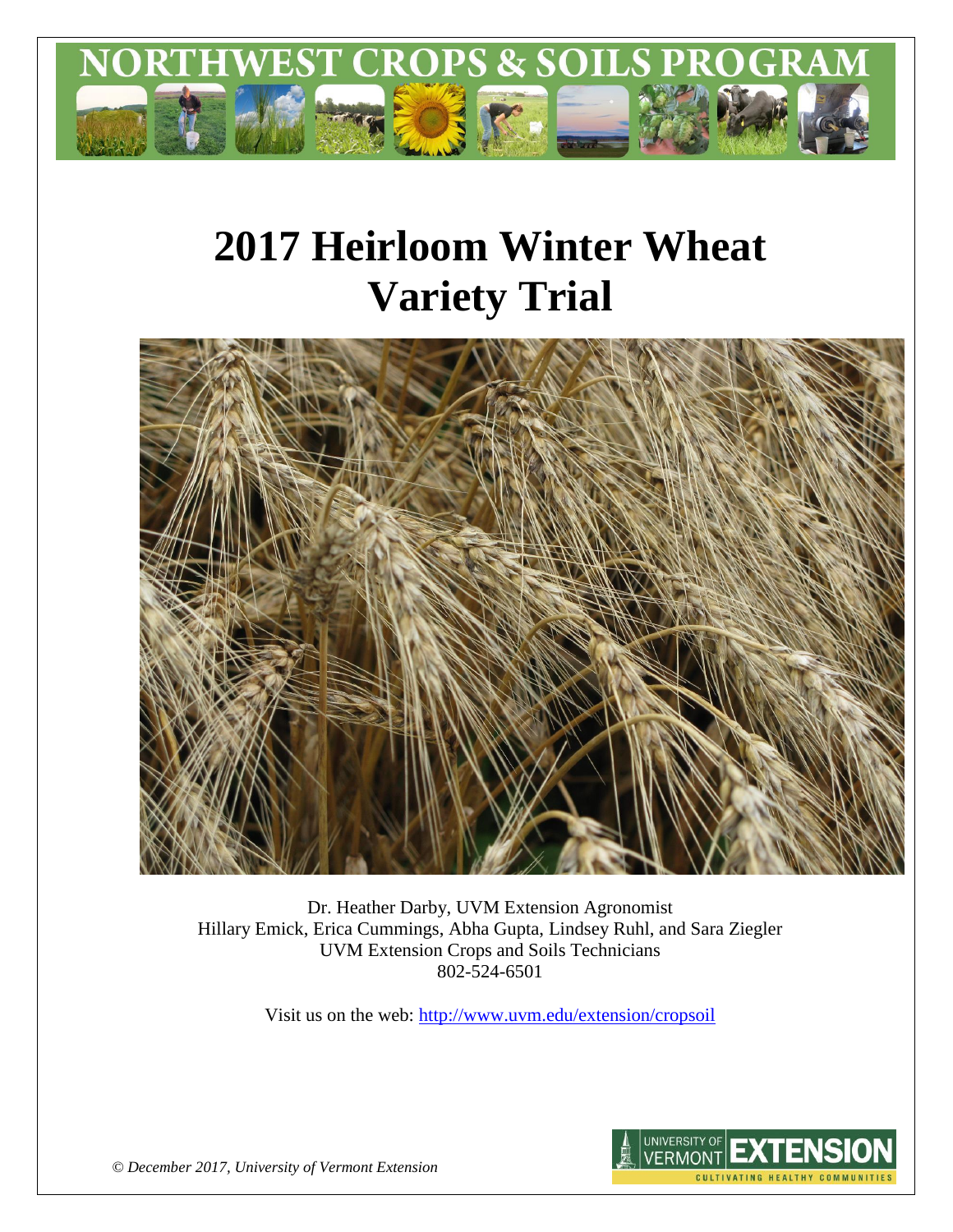NORTHWEST CROPS & SOILS PROGRAM

# 2017 Heirloom Winter Wheat Variety Trial

Dr. Heather Darby, UVM Extension Agronomist
Hillary Emick, Erica Cummings, Abha Gupta, Lindsey Ruhl, and Sara Ziegler
UVM Extension Crops and Soils Technicians
802-524-6501

Visit us on the web: http://www.uvm.edu/extension/cropsoil

*© December 2017, University of Vermont Extension*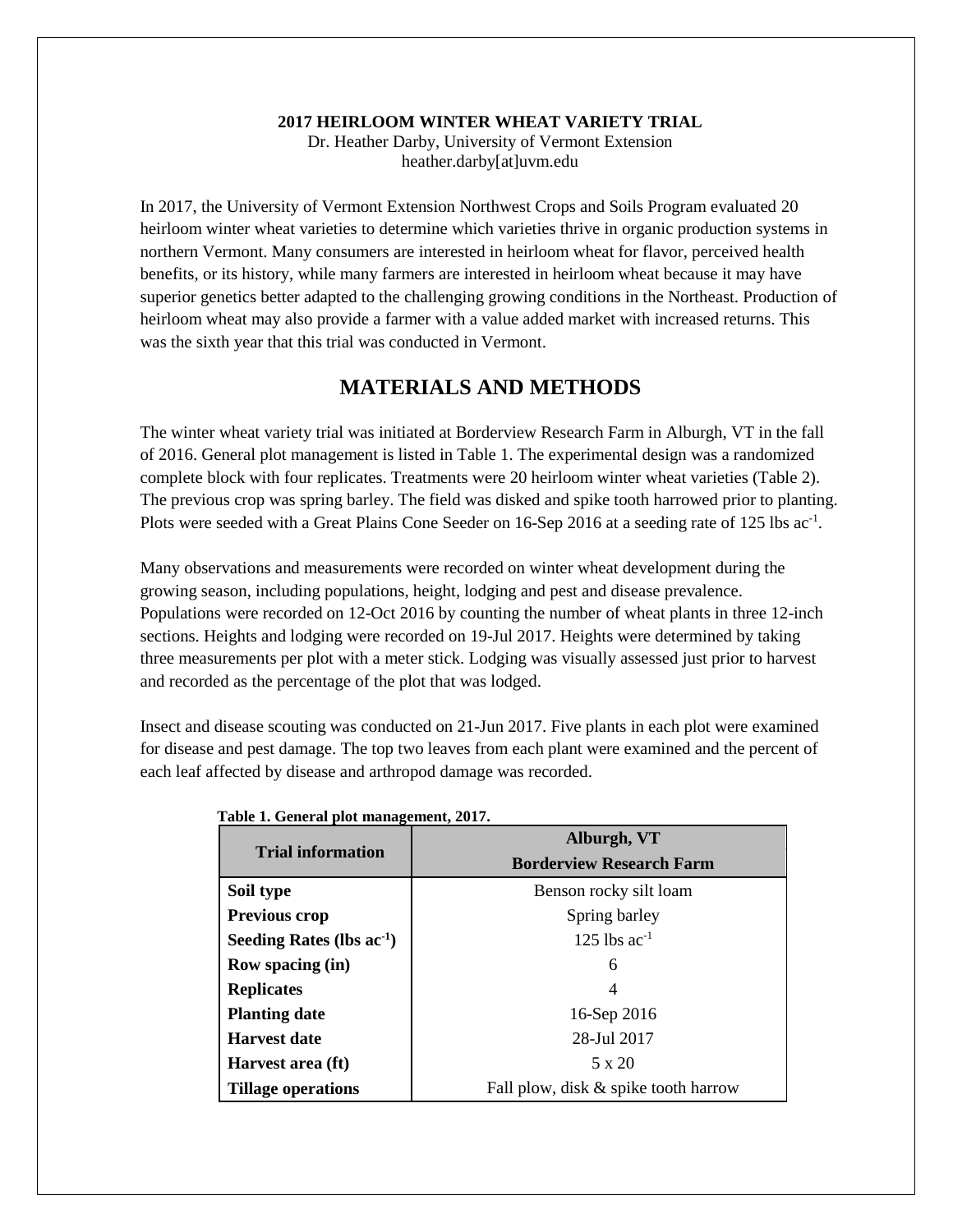**2017 HEIRLOOM WINTER WHEAT VARIETY TRIAL**

Dr. Heather Darby, University of Vermont Extension
heather.darby[at]uvm.edu

In 2017, the University of Vermont Extension Northwest Crops and Soils Program evaluated 20 heirloom winter wheat varieties to determine which varieties thrive in organic production systems in northern Vermont. Many consumers are interested in heirloom wheat for flavor, perceived health benefits, or its history, while many farmers are interested in heirloom wheat because it may have superior genetics better adapted to the challenging growing conditions in the Northeast. Production of heirloom wheat may also provide a farmer with a value added market with increased returns. This was the sixth year that this trial was conducted in Vermont.

# MATERIALS AND METHODS

The winter wheat variety trial was initiated at Borderview Research Farm in Alburgh, VT in the fall of 2016. General plot management is listed in Table 1. The experimental design was a randomized complete block with four replicates. Treatments were 20 heirloom winter wheat varieties (Table 2). The previous crop was spring barley. The field was disked and spike tooth harrowed prior to planting. Plots were seeded with a Great Plains Cone Seeder on 16-Sep 2016 at a seeding rate of 125 lbs $ac^{-1}$.

Many observations and measurements were recorded on winter wheat development during the growing season, including populations, height, lodging and pest and disease prevalence. Populations were recorded on 12-Oct 2016 by counting the number of wheat plants in three 12-inch sections. Heights and lodging were recorded on 19-Jul 2017. Heights were determined by taking three measurements per plot with a meter stick. Lodging was visually assessed just prior to harvest and recorded as the percentage of the plot that was lodged.

Insect and disease scouting was conducted on 21-Jun 2017. Five plants in each plot were examined for disease and pest damage. The top two leaves from each plant were examined and the percent of each leaf affected by disease and arthropod damage was recorded.

**Table 1. General plot management, 2017.**

| Trial information | Alburgh, VT Borderview Research Farm |
|---|---|
| **Soil type** | Benson rocky silt loam |
| **Previous crop** | Spring barley |
| **Seeding Rates (lbs $ac^{-1}$)** | 125 lbs $ac^{-1}$ |
| **Row spacing (in)** | 6 |
| **Replicates** | 4 |
| **Planting date** | 16-Sep 2016 |
| **Harvest date** | 28-Jul 2017 |
| **Harvest area (ft)** | 5 x 20 |
| **Tillage operations** | Fall plow, disk & spike tooth harrow |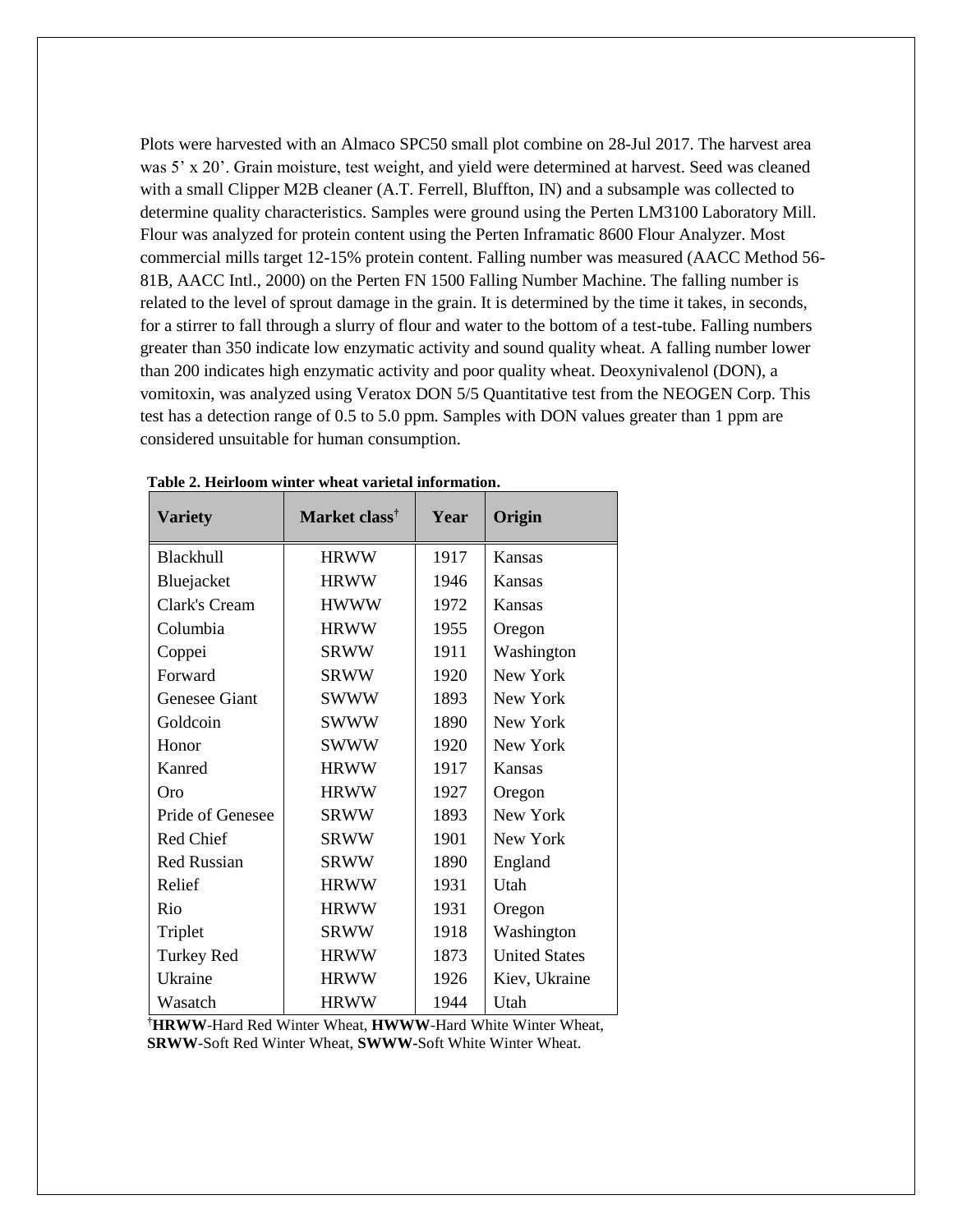Plots were harvested with an Almaco SPC50 small plot combine on 28-Jul 2017. The harvest area was 5' x 20'. Grain moisture, test weight, and yield were determined at harvest. Seed was cleaned with a small Clipper M2B cleaner (A.T. Ferrell, Bluffton, IN) and a subsample was collected to determine quality characteristics. Samples were ground using the Perten LM3100 Laboratory Mill. Flour was analyzed for protein content using the Perten Inframatic 8600 Flour Analyzer. Most commercial mills target 12-15% protein content. Falling number was measured (AACC Method 56-81B, AACC Intl., 2000) on the Perten FN 1500 Falling Number Machine. The falling number is related to the level of sprout damage in the grain. It is determined by the time it takes, in seconds, for a stirrer to fall through a slurry of flour and water to the bottom of a test-tube. Falling numbers greater than 350 indicate low enzymatic activity and sound quality wheat. A falling number lower than 200 indicates high enzymatic activity and poor quality wheat. Deoxynivalenol (DON), a vomitoxin, was analyzed using Veratox DON 5/5 Quantitative test from the NEOGEN Corp. This test has a detection range of 0.5 to 5.0 ppm. Samples with DON values greater than 1 ppm are considered unsuitable for human consumption.

**Table 2. Heirloom winter wheat varietal information.**

| Variety | Market class† | Year | Origin |
|---|---|---|---|
| Blackhull | HRWW | 1917 | Kansas |
| Bluejacket | HRWW | 1946 | Kansas |
| Clark's Cream | HWWW | 1972 | Kansas |
| Columbia | HRWW | 1955 | Oregon |
| Coppei | SRWW | 1911 | Washington |
| Forward | SRWW | 1920 | New York |
| Genesee Giant | SWWW | 1893 | New York |
| Goldcoin | SWWW | 1890 | New York |
| Honor | SWWW | 1920 | New York |
| Kanred | HRWW | 1917 | Kansas |
| Oro | HRWW | 1927 | Oregon |
| Pride of Genesee | SRWW | 1893 | New York |
| Red Chief | SRWW | 1901 | New York |
| Red Russian | SRWW | 1890 | England |
| Relief | HRWW | 1931 | Utah |
| Rio | HRWW | 1931 | Oregon |
| Triplet | SRWW | 1918 | Washington |
| Turkey Red | HRWW | 1873 | United States |
| Ukraine | HRWW | 1926 | Kiev, Ukraine |
| Wasatch | HRWW | 1944 | Utah |

†**HRWW**-Hard Red Winter Wheat, **HWWW**-Hard White Winter Wheat, **SRWW**-Soft Red Winter Wheat, **SWWW**-Soft White Winter Wheat.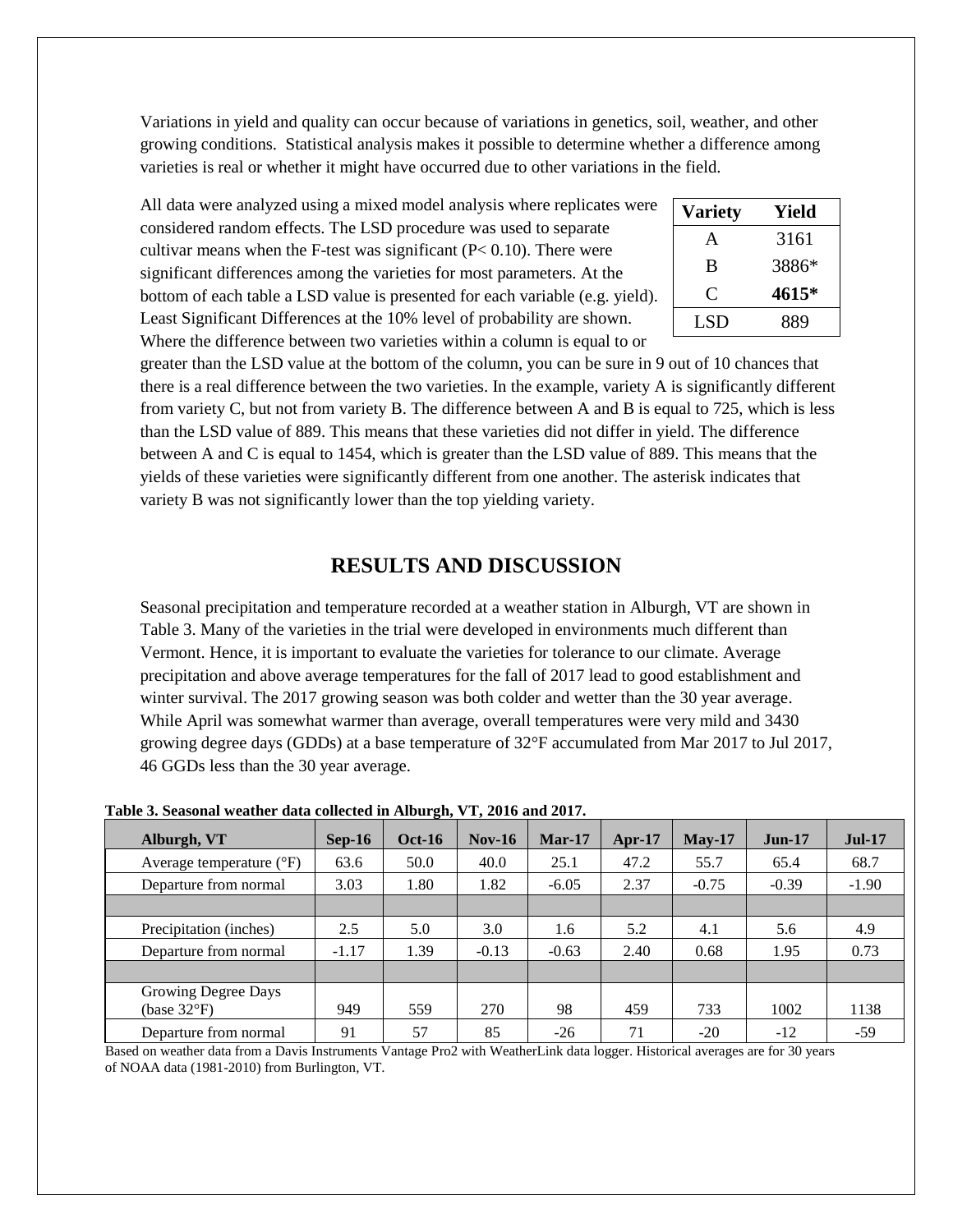Variations in yield and quality can occur because of variations in genetics, soil, weather, and other growing conditions. Statistical analysis makes it possible to determine whether a difference among varieties is real or whether it might have occurred due to other variations in the field.

All data were analyzed using a mixed model analysis where replicates were considered random effects. The LSD procedure was used to separate cultivar means when the F-test was significant ($P < 0.10$). There were significant differences among the varieties for most parameters. At the bottom of each table a LSD value is presented for each variable (e.g. yield). Least Significant Differences at the 10% level of probability are shown. Where the difference between two varieties within a column is equal to or greater than the LSD value at the bottom of the column, you can be sure in 9 out of 10 chances that there is a real difference between the two varieties. In the example, variety A is significantly different from variety C, but not from variety B. The difference between A and B is equal to 725, which is less than the LSD value of 889. This means that these varieties did not differ in yield. The difference between A and C is equal to 1454, which is greater than the LSD value of 889. This means that the yields of these varieties were significantly different from one another. The asterisk indicates that variety B was not significantly lower than the top yielding variety.

| Variety | Yield |
|---|---|
| A | 3161 |
| B | 3886* |
| C | **4615*** |
| LSD | 889 |

# RESULTS AND DISCUSSION

Seasonal precipitation and temperature recorded at a weather station in Alburgh, VT are shown in Table 3. Many of the varieties in the trial were developed in environments much different than Vermont. Hence, it is important to evaluate the varieties for tolerance to our climate. Average precipitation and above average temperatures for the fall of 2017 lead to good establishment and winter survival. The 2017 growing season was both colder and wetter than the 30 year average. While April was somewhat warmer than average, overall temperatures were very mild and 3430 growing degree days (GDDs) at a base temperature of 32°F accumulated from Mar 2017 to Jul 2017, 46 GGDs less than the 30 year average.

**Table 3. Seasonal weather data collected in Alburgh, VT, 2016 and 2017.**

| Alburgh, VT | Sep-16 | Oct-16 | Nov-16 | Mar-17 | Apr-17 | May-17 | Jun-17 | Jul-17 |
|---|---|---|---|---|---|---|---|---|
| Average temperature (°F) | 63.6 | 50.0 | 40.0 | 25.1 | 47.2 | 55.7 | 65.4 | 68.7 |
| Departure from normal | 3.03 | 1.80 | 1.82 | -6.05 | 2.37 | -0.75 | -0.39 | -1.90 |
| | | | | | | | | |
| Precipitation (inches) | 2.5 | 5.0 | 3.0 | 1.6 | 5.2 | 4.1 | 5.6 | 4.9 |
| Departure from normal | -1.17 | 1.39 | -0.13 | -0.63 | 2.40 | 0.68 | 1.95 | 0.73 |
| | | | | | | | | |
| Growing Degree Days (base 32°F) | 949 | 559 | 270 | 98 | 459 | 733 | 1002 | 1138 |
| Departure from normal | 91 | 57 | 85 | -26 | 71 | -20 | -12 | -59 |

Based on weather data from a Davis Instruments Vantage Pro2 with WeatherLink data logger. Historical averages are for 30 years of NOAA data (1981-2010) from Burlington, VT.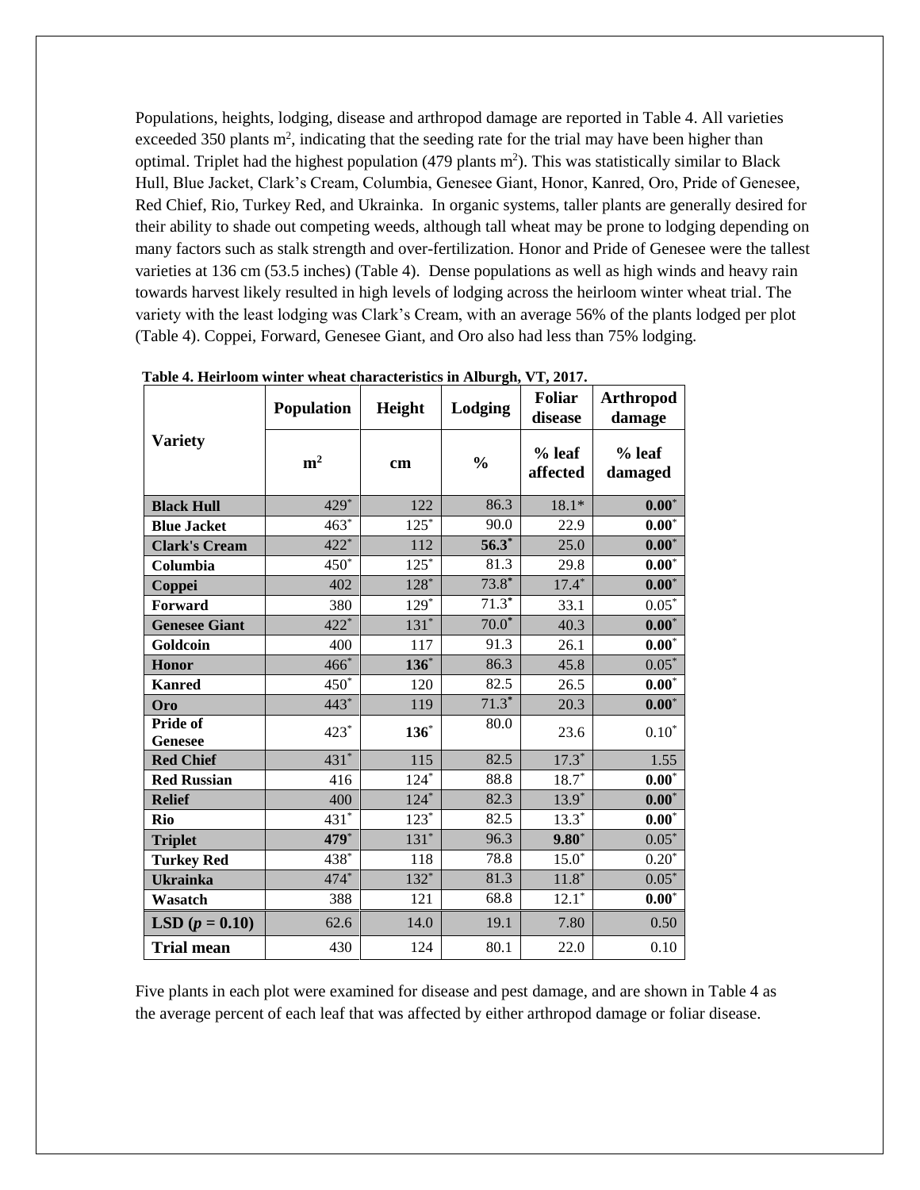Populations, heights, lodging, disease and arthropod damage are reported in Table 4. All varieties exceeded 350 plants $m^2$, indicating that the seeding rate for the trial may have been higher than optimal. Triplet had the highest population (479 plants $m^2$). This was statistically similar to Black Hull, Blue Jacket, Clark's Cream, Columbia, Genesee Giant, Honor, Kanred, Oro, Pride of Genesee, Red Chief, Rio, Turkey Red, and Ukrainka. In organic systems, taller plants are generally desired for their ability to shade out competing weeds, although tall wheat may be prone to lodging depending on many factors such as stalk strength and over-fertilization. Honor and Pride of Genesee were the tallest varieties at 136 cm (53.5 inches) (Table 4). Dense populations as well as high winds and heavy rain towards harvest likely resulted in high levels of lodging across the heirloom winter wheat trial. The variety with the least lodging was Clark's Cream, with an average 56% of the plants lodged per plot (Table 4). Coppei, Forward, Genesee Giant, and Oro also had less than 75% lodging.

**Table 4. Heirloom winter wheat characteristics in Alburgh, VT, 2017.**

| Variety | Population | Height | Lodging | Foliar disease | Arthropod damage |
|---|---|---|---|---|---|
| | $m^2$ | cm | % | % leaf affected | % leaf damaged |
| **Black Hull** | 429* | 122 | 86.3 | 18.1* | **0.00*** |
| **Blue Jacket** | 463* | 125* | 90.0 | 22.9 | **0.00*** |
| **Clark's Cream** | 422* | 112 | **56.3*** | 25.0 | **0.00*** |
| **Columbia** | 450* | 125* | 81.3 | 29.8 | **0.00*** |
| **Coppei** | 402 | 128* | 73.8* | 17.4* | **0.00*** |
| **Forward** | 380 | 129* | 71.3* | 33.1 | 0.05* |
| **Genesee Giant** | 422* | 131* | 70.0* | 40.3 | **0.00*** |
| **Goldcoin** | 400 | 117 | 91.3 | 26.1 | **0.00*** |
| **Honor** | 466* | **136*** | 86.3 | 45.8 | 0.05* |
| **Kanred** | 450* | 120 | 82.5 | 26.5 | **0.00*** |
| **Oro** | 443* | 119 | 71.3* | 20.3 | **0.00*** |
| **Pride of Genesee** | 423* | **136*** | 80.0 | 23.6 | 0.10* |
| **Red Chief** | 431* | 115 | 82.5 | 17.3* | 1.55 |
| **Red Russian** | 416 | 124* | 88.8 | 18.7* | **0.00*** |
| **Relief** | 400 | 124* | 82.3 | 13.9* | **0.00*** |
| **Rio** | 431* | 123* | 82.5 | 13.3* | **0.00*** |
| **Triplet** | **479*** | 131* | 96.3 | **9.80*** | 0.05* |
| **Turkey Red** | 438* | 118 | 78.8 | 15.0* | 0.20* |
| **Ukrainka** | 474* | 132* | 81.3 | 11.8* | 0.05* |
| **Wasatch** | 388 | 121 | 68.8 | 12.1* | **0.00*** |
| **LSD ($p$ = 0.10)** | 62.6 | 14.0 | 19.1 | 7.80 | 0.50 |
| **Trial mean** | 430 | 124 | 80.1 | 22.0 | 0.10 |

Five plants in each plot were examined for disease and pest damage, and are shown in Table 4 as the average percent of each leaf that was affected by either arthropod damage or foliar disease.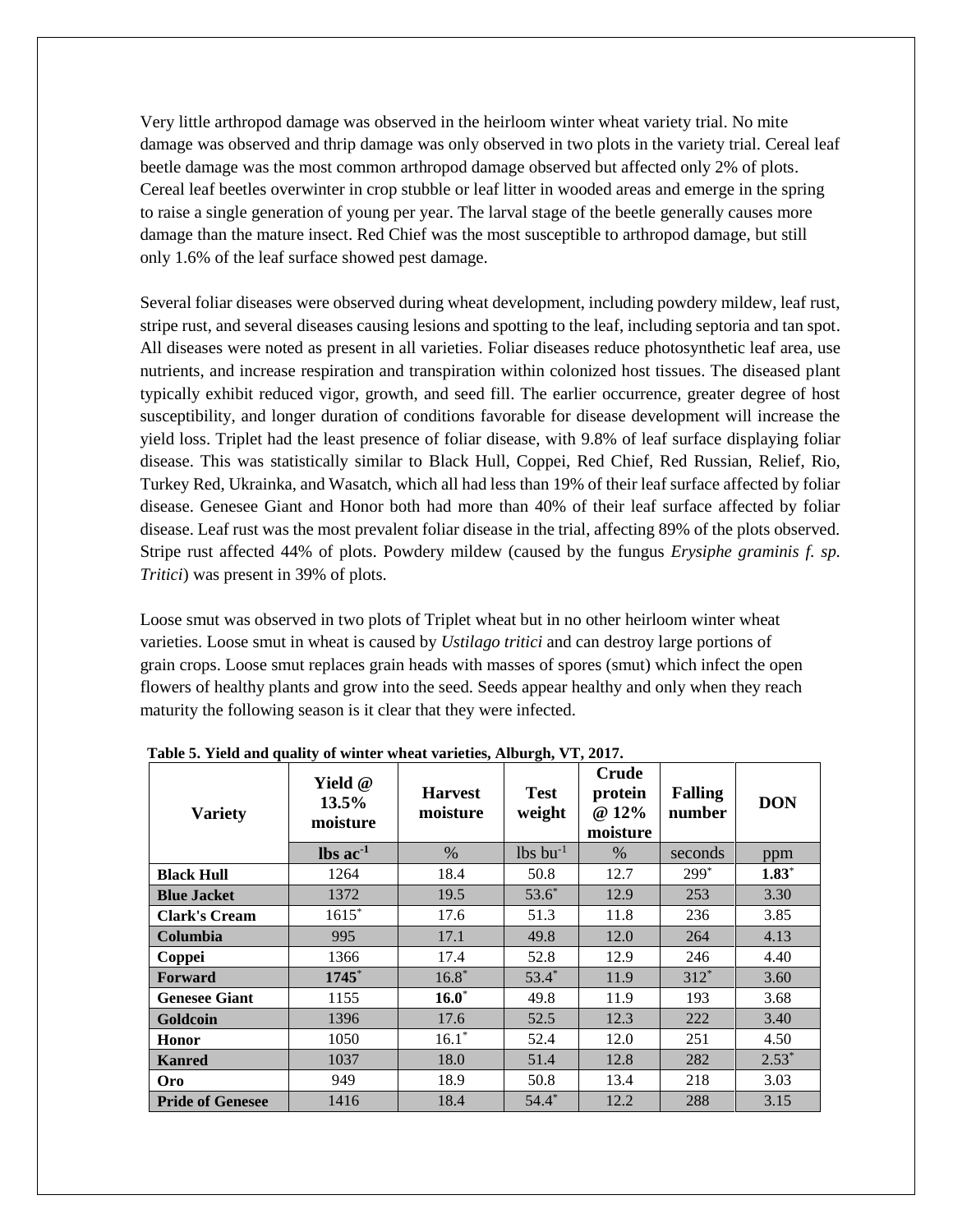Very little arthropod damage was observed in the heirloom winter wheat variety trial. No mite damage was observed and thrip damage was only observed in two plots in the variety trial. Cereal leaf beetle damage was the most common arthropod damage observed but affected only 2% of plots. Cereal leaf beetles overwinter in crop stubble or leaf litter in wooded areas and emerge in the spring to raise a single generation of young per year. The larval stage of the beetle generally causes more damage than the mature insect. Red Chief was the most susceptible to arthropod damage, but still only 1.6% of the leaf surface showed pest damage.

Several foliar diseases were observed during wheat development, including powdery mildew, leaf rust, stripe rust, and several diseases causing lesions and spotting to the leaf, including septoria and tan spot. All diseases were noted as present in all varieties. Foliar diseases reduce photosynthetic leaf area, use nutrients, and increase respiration and transpiration within colonized host tissues. The diseased plant typically exhibit reduced vigor, growth, and seed fill. The earlier occurrence, greater degree of host susceptibility, and longer duration of conditions favorable for disease development will increase the yield loss. Triplet had the least presence of foliar disease, with 9.8% of leaf surface displaying foliar disease. This was statistically similar to Black Hull, Coppei, Red Chief, Red Russian, Relief, Rio, Turkey Red, Ukrainka, and Wasatch, which all had less than 19% of their leaf surface affected by foliar disease. Genesee Giant and Honor both had more than 40% of their leaf surface affected by foliar disease. Leaf rust was the most prevalent foliar disease in the trial, affecting 89% of the plots observed. Stripe rust affected 44% of plots. Powdery mildew (caused by the fungus *Erysiphe graminis f. sp. Tritici*) was present in 39% of plots.

Loose smut was observed in two plots of Triplet wheat but in no other heirloom winter wheat varieties. Loose smut in wheat is caused by *Ustilago tritici* and can destroy large portions of grain crops. Loose smut replaces grain heads with masses of spores (smut) which infect the open flowers of healthy plants and grow into the seed. Seeds appear healthy and only when they reach maturity the following season is it clear that they were infected.

**Table 5. Yield and quality of winter wheat varieties, Alburgh, VT, 2017.**

| Variety | Yield @ 13.5% moisture | Harvest moisture | Test weight | Crude protein @ 12% moisture | Falling number | DON |
|---|---|---|---|---|---|---|
| | lbs ac$^{-1}$ | % | lbs bu$^{-1}$ | % | seconds | ppm |
| **Black Hull** | 1264 | 18.4 | 50.8 | 12.7 | 299* | **1.83*** |
| **Blue Jacket** | 1372 | 19.5 | 53.6* | 12.9 | 253 | 3.30 |
| **Clark's Cream** | 1615* | 17.6 | 51.3 | 11.8 | 236 | 3.85 |
| **Columbia** | 995 | 17.1 | 49.8 | 12.0 | 264 | 4.13 |
| **Coppei** | 1366 | 17.4 | 52.8 | 12.9 | 246 | 4.40 |
| **Forward** | **1745*** | 16.8* | 53.4* | 11.9 | 312* | 3.60 |
| **Genesee Giant** | 1155 | **16.0*** | 49.8 | 11.9 | 193 | 3.68 |
| **Goldcoin** | 1396 | 17.6 | 52.5 | 12.3 | 222 | 3.40 |
| **Honor** | 1050 | 16.1* | 52.4 | 12.0 | 251 | 4.50 |
| **Kanred** | 1037 | 18.0 | 51.4 | 12.8 | 282 | 2.53* |
| **Oro** | 949 | 18.9 | 50.8 | 13.4 | 218 | 3.03 |
| **Pride of Genesee** | 1416 | 18.4 | 54.4* | 12.2 | 288 | 3.15 |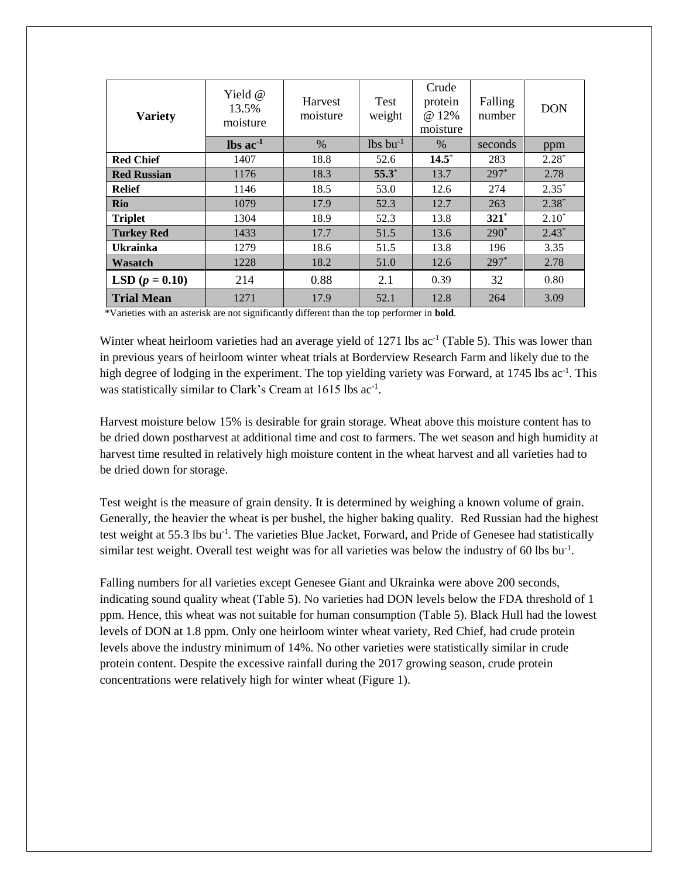| Variety | Yield @ 13.5% moisture | Harvest moisture | Test weight | Crude protein @ 12% moisture | Falling number | DON |
|---|---|---|---|---|---|---|
| | lbs ac$^{-1}$ | % | lbs bu$^{-1}$ | % | seconds | ppm |
| **Red Chief** | 1407 | 18.8 | 52.6 | **14.5*** | 283 | 2.28* |
| **Red Russian** | 1176 | 18.3 | **55.3*** | 13.7 | 297* | 2.78 |
| **Relief** | 1146 | 18.5 | 53.0 | 12.6 | 274 | 2.35* |
| **Rio** | 1079 | 17.9 | 52.3 | 12.7 | 263 | 2.38* |
| **Triplet** | 1304 | 18.9 | 52.3 | 13.8 | **321*** | 2.10* |
| **Turkey Red** | 1433 | 17.7 | 51.5 | 13.6 | 290* | 2.43* |
| **Ukrainka** | 1279 | 18.6 | 51.5 | 13.8 | 196 | 3.35 |
| **Wasatch** | 1228 | 18.2 | 51.0 | 12.6 | 297* | 2.78 |
| **LSD ($p$ = 0.10)** | 214 | 0.88 | 2.1 | 0.39 | 32 | 0.80 |
| **Trial Mean** | 1271 | 17.9 | 52.1 | 12.8 | 264 | 3.09 |

*Varieties with an asterisk are not significantly different than the top performer in **bold**.

Winter wheat heirloom varieties had an average yield of 1271 lbs ac$^{-1}$ (Table 5). This was lower than in previous years of heirloom winter wheat trials at Borderview Research Farm and likely due to the high degree of lodging in the experiment. The top yielding variety was Forward, at 1745 lbs ac$^{-1}$. This was statistically similar to Clark's Cream at 1615 lbs ac$^{-1}$.

Harvest moisture below 15% is desirable for grain storage. Wheat above this moisture content has to be dried down postharvest at additional time and cost to farmers. The wet season and high humidity at harvest time resulted in relatively high moisture content in the wheat harvest and all varieties had to be dried down for storage.

Test weight is the measure of grain density. It is determined by weighing a known volume of grain. Generally, the heavier the wheat is per bushel, the higher baking quality. Red Russian had the highest test weight at 55.3 lbs bu$^{-1}$. The varieties Blue Jacket, Forward, and Pride of Genesee had statistically similar test weight. Overall test weight was for all varieties was below the industry of 60 lbs bu$^{-1}$.

Falling numbers for all varieties except Genesee Giant and Ukrainka were above 200 seconds, indicating sound quality wheat (Table 5). No varieties had DON levels below the FDA threshold of 1 ppm. Hence, this wheat was not suitable for human consumption (Table 5). Black Hull had the lowest levels of DON at 1.8 ppm. Only one heirloom winter wheat variety, Red Chief, had crude protein levels above the industry minimum of 14%. No other varieties were statistically similar in crude protein content. Despite the excessive rainfall during the 2017 growing season, crude protein concentrations were relatively high for winter wheat (Figure 1).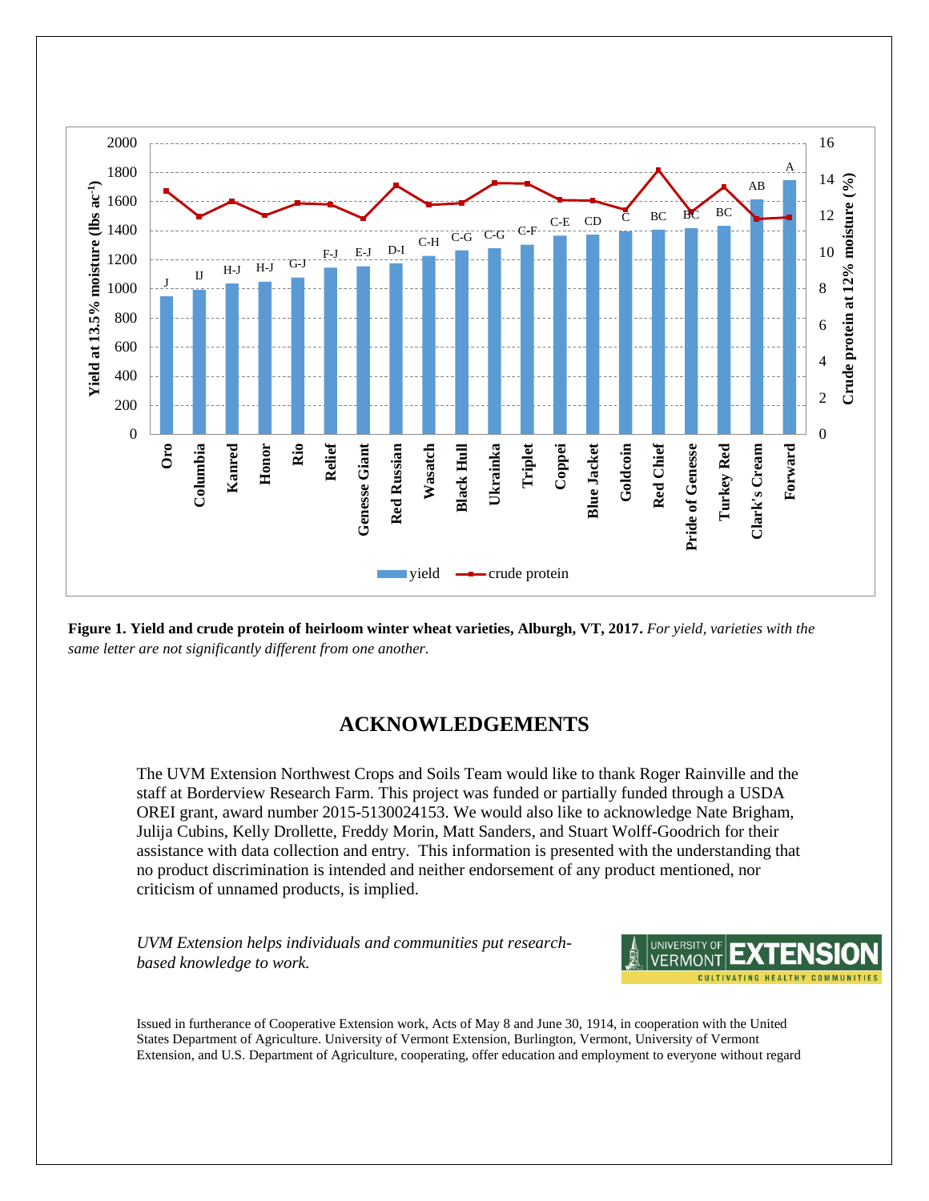**Figure 1. Yield and crude protein of heirloom winter wheat varieties, Alburgh, VT, 2017.** *For yield, varieties with the same letter are not significantly different from one another.*

## ACKNOWLEDGEMENTS

The UVM Extension Northwest Crops and Soils Team would like to thank Roger Rainville and the staff at Borderview Research Farm. This project was funded or partially funded through a USDA OREI grant, award number 2015-5130024153. We would also like to acknowledge Nate Brigham, Julija Cubins, Kelly Drollette, Freddy Morin, Matt Sanders, and Stuart Wolff-Goodrich for their assistance with data collection and entry. This information is presented with the understanding that no product discrimination is intended and neither endorsement of any product mentioned, nor criticism of unnamed products, is implied.

*UVM Extension helps individuals and communities put research-based knowledge to work.*

Issued in furtherance of Cooperative Extension work, Acts of May 8 and June 30, 1914, in cooperation with the United States Department of Agriculture. University of Vermont Extension, Burlington, Vermont, University of Vermont Extension, and U.S. Department of Agriculture, cooperating, offer education and employment to everyone without regard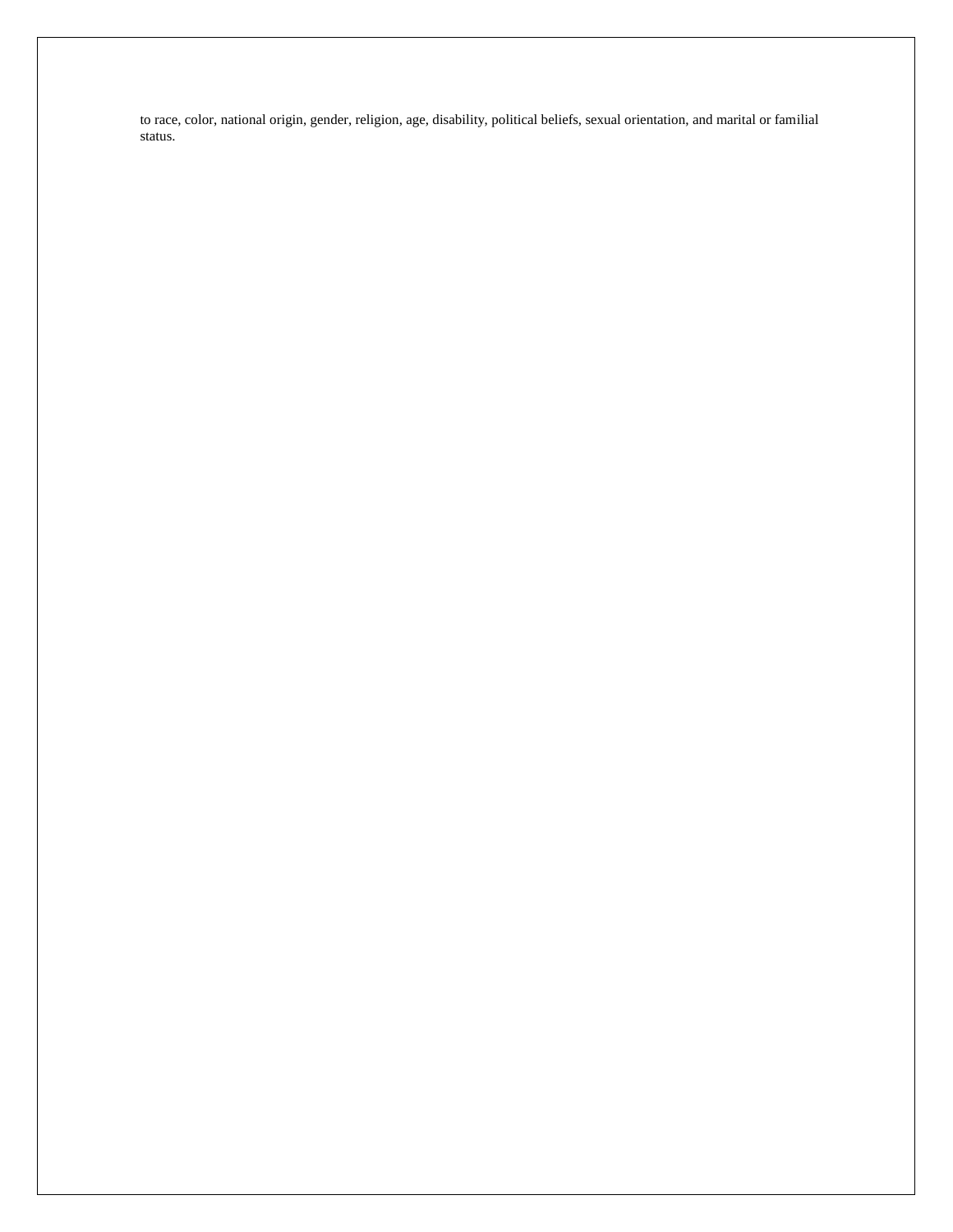to race, color, national origin, gender, religion, age, disability, political beliefs, sexual orientation, and marital or familial status.